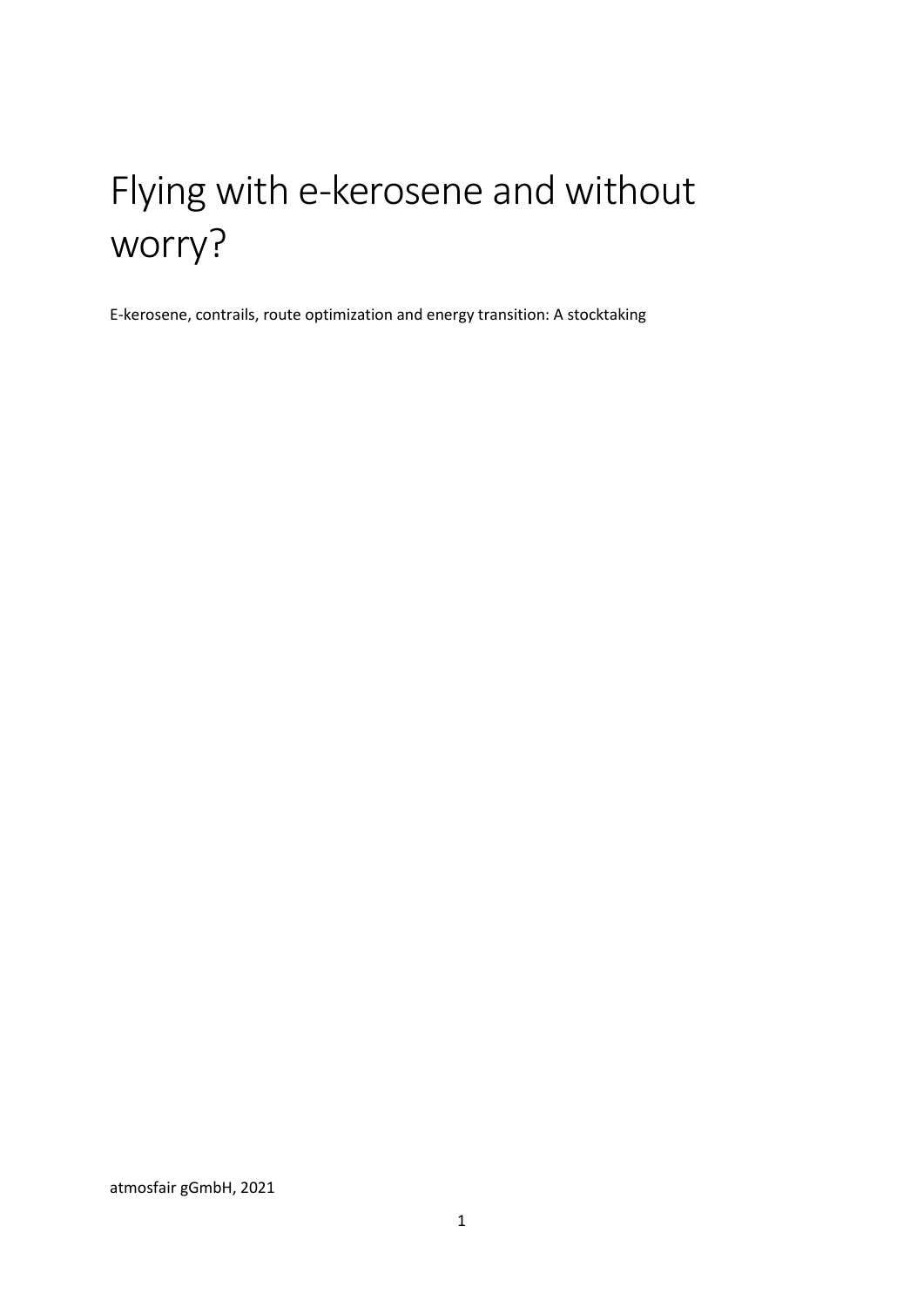# Flying with e-kerosene and without worry?

E-kerosene, contrails, route optimization and energy transition: A stocktaking

atmosfair gGmbH, 2021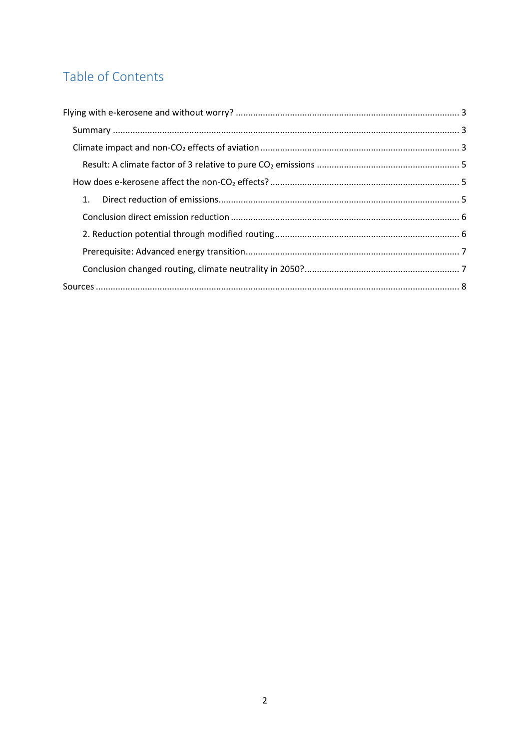# Table of Contents

Flying with e-kerosene and without worry? ..... 3

- Summary ..... 3
- Climate impact and non-$CO_2$ effects of aviation ..... 3
  - Result: A climate factor of 3 relative to pure $CO_2$ emissions ..... 5
- How does e-kerosene affect the non-$CO_2$ effects? ..... 5
  - 1. Direct reduction of emissions ..... 5
  - Conclusion direct emission reduction ..... 6
  - 2. Reduction potential through modified routing ..... 6
  - Prerequisite: Advanced energy transition ..... 7
  - Conclusion changed routing, climate neutrality in 2050? ..... 7

Sources ..... 8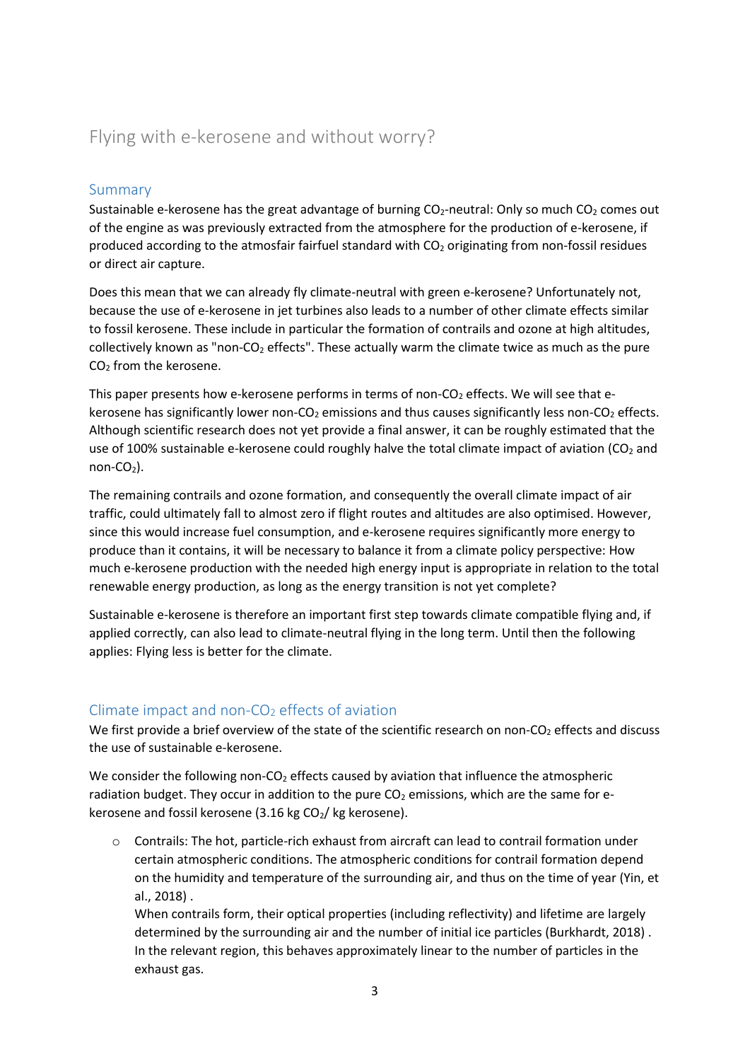# Flying with e-kerosene and without worry?

## Summary

Sustainable e-kerosene has the great advantage of burning $CO_2$-neutral: Only so much $CO_2$ comes out of the engine as was previously extracted from the atmosphere for the production of e-kerosene, if produced according to the atmosfair fairfuel standard with $CO_2$ originating from non-fossil residues or direct air capture.

Does this mean that we can already fly climate-neutral with green e-kerosene? Unfortunately not, because the use of e-kerosene in jet turbines also leads to a number of other climate effects similar to fossil kerosene. These include in particular the formation of contrails and ozone at high altitudes, collectively known as "non-$CO_2$ effects". These actually warm the climate twice as much as the pure $CO_2$ from the kerosene.

This paper presents how e-kerosene performs in terms of non-$CO_2$ effects. We will see that e-kerosene has significantly lower non-$CO_2$ emissions and thus causes significantly less non-$CO_2$ effects. Although scientific research does not yet provide a final answer, it can be roughly estimated that the use of 100% sustainable e-kerosene could roughly halve the total climate impact of aviation ($CO_2$ and non-$CO_2$).

The remaining contrails and ozone formation, and consequently the overall climate impact of air traffic, could ultimately fall to almost zero if flight routes and altitudes are also optimised. However, since this would increase fuel consumption, and e-kerosene requires significantly more energy to produce than it contains, it will be necessary to balance it from a climate policy perspective: How much e-kerosene production with the needed high energy input is appropriate in relation to the total renewable energy production, as long as the energy transition is not yet complete?

Sustainable e-kerosene is therefore an important first step towards climate compatible flying and, if applied correctly, can also lead to climate-neutral flying in the long term. Until then the following applies: Flying less is better for the climate.

## Climate impact and non-$CO_2$ effects of aviation

We first provide a brief overview of the state of the scientific research on non-$CO_2$ effects and discuss the use of sustainable e-kerosene.

We consider the following non-$CO_2$ effects caused by aviation that influence the atmospheric radiation budget. They occur in addition to the pure $CO_2$ emissions, which are the same for e-kerosene and fossil kerosene (3.16 kg $CO_2$/ kg kerosene).

- Contrails: The hot, particle-rich exhaust from aircraft can lead to contrail formation under certain atmospheric conditions. The atmospheric conditions for contrail formation depend on the humidity and temperature of the surrounding air, and thus on the time of year (Yin, et al., 2018) .
  When contrails form, their optical properties (including reflectivity) and lifetime are largely determined by the surrounding air and the number of initial ice particles (Burkhardt, 2018) . In the relevant region, this behaves approximately linear to the number of particles in the exhaust gas.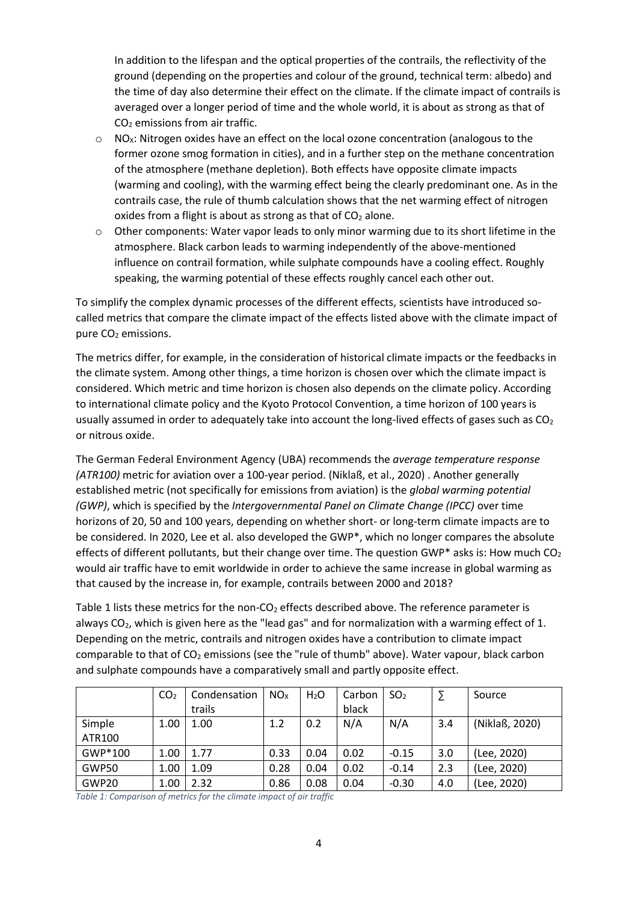In addition to the lifespan and the optical properties of the contrails, the reflectivity of the ground (depending on the properties and colour of the ground, technical term: albedo) and the time of day also determine their effect on the climate. If the climate impact of contrails is averaged over a longer period of time and the whole world, it is about as strong as that of $CO_2$ emissions from air traffic.

- $NO_X$: Nitrogen oxides have an effect on the local ozone concentration (analogous to the former ozone smog formation in cities), and in a further step on the methane concentration of the atmosphere (methane depletion). Both effects have opposite climate impacts (warming and cooling), with the warming effect being the clearly predominant one. As in the contrails case, the rule of thumb calculation shows that the net warming effect of nitrogen oxides from a flight is about as strong as that of $CO_2$ alone.
- Other components: Water vapor leads to only minor warming due to its short lifetime in the atmosphere. Black carbon leads to warming independently of the above-mentioned influence on contrail formation, while sulphate compounds have a cooling effect. Roughly speaking, the warming potential of these effects roughly cancel each other out.

To simplify the complex dynamic processes of the different effects, scientists have introduced so-called metrics that compare the climate impact of the effects listed above with the climate impact of pure $CO_2$ emissions.

The metrics differ, for example, in the consideration of historical climate impacts or the feedbacks in the climate system. Among other things, a time horizon is chosen over which the climate impact is considered. Which metric and time horizon is chosen also depends on the climate policy. According to international climate policy and the Kyoto Protocol Convention, a time horizon of 100 years is usually assumed in order to adequately take into account the long-lived effects of gases such as $CO_2$ or nitrous oxide.

The German Federal Environment Agency (UBA) recommends the *average temperature response (ATR100)* metric for aviation over a 100-year period. (Niklaß, et al., 2020) . Another generally established metric (not specifically for emissions from aviation) is the *global warming potential (GWP)*, which is specified by the *Intergovernmental Panel on Climate Change (IPCC)* over time horizons of 20, 50 and 100 years, depending on whether short- or long-term climate impacts are to be considered. In 2020, Lee et al. also developed the GWP*, which no longer compares the absolute effects of different pollutants, but their change over time. The question GWP* asks is: How much $CO_2$ would air traffic have to emit worldwide in order to achieve the same increase in global warming as that caused by the increase in, for example, contrails between 2000 and 2018?

Table 1 lists these metrics for the non-$CO_2$ effects described above. The reference parameter is always $CO_2$, which is given here as the "lead gas" and for normalization with a warming effect of 1. Depending on the metric, contrails and nitrogen oxides have a contribution to climate impact comparable to that of $CO_2$ emissions (see the "rule of thumb" above). Water vapour, black carbon and sulphate compounds have a comparatively small and partly opposite effect.

| | $CO_2$ | Condensation trails | $NO_X$ | $H_2O$ | Carbon black | $SO_2$ | ∑ | Source |
|---|---|---|---|---|---|---|---|---|
| Simple ATR100 | 1.00 | 1.00 | 1.2 | 0.2 | N/A | N/A | 3.4 | (Niklaß, 2020) |
| GWP*100 | 1.00 | 1.77 | 0.33 | 0.04 | 0.02 | -0.15 | 3.0 | (Lee, 2020) |
| GWP50 | 1.00 | 1.09 | 0.28 | 0.04 | 0.02 | -0.14 | 2.3 | (Lee, 2020) |
| GWP20 | 1.00 | 2.32 | 0.86 | 0.08 | 0.04 | -0.30 | 4.0 | (Lee, 2020) |

*Table 1: Comparison of metrics for the climate impact of air traffic*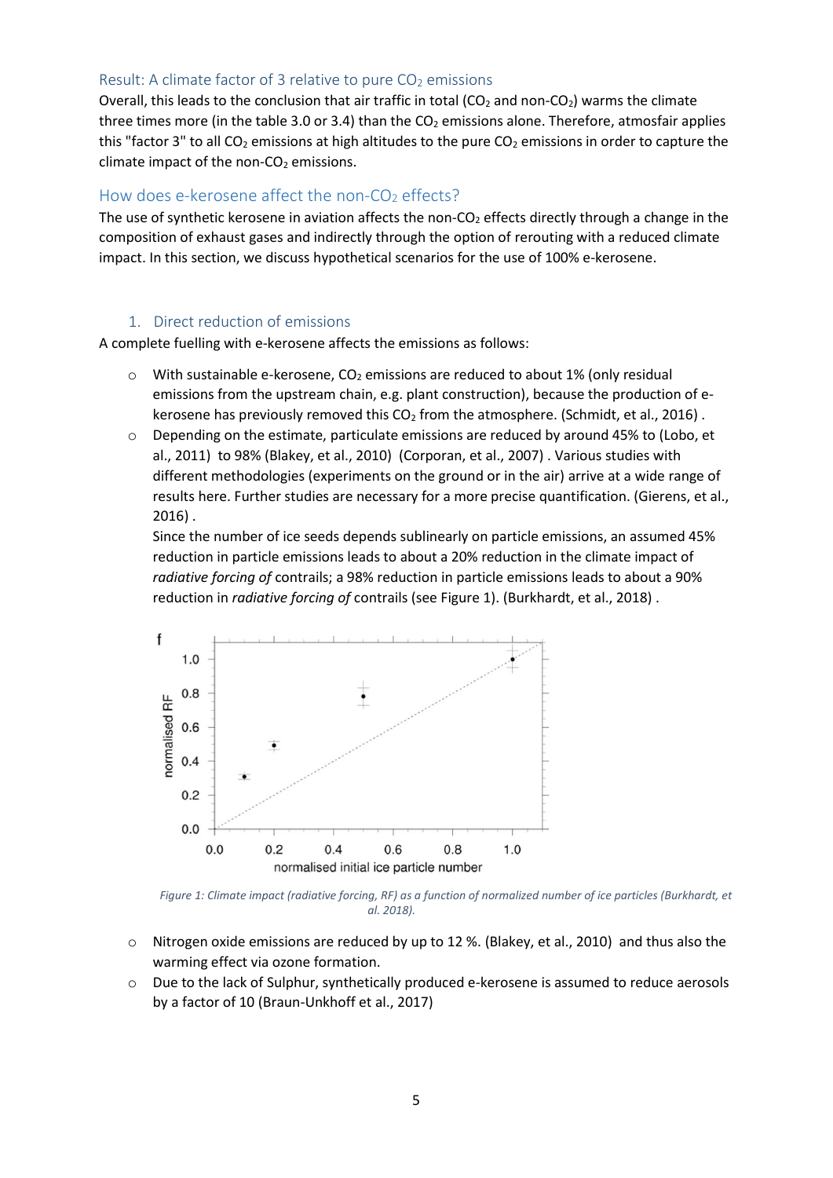## Result: A climate factor of 3 relative to pure $CO_2$ emissions

Overall, this leads to the conclusion that air traffic in total ($CO_2$ and non-$CO_2$) warms the climate three times more (in the table 3.0 or 3.4) than the $CO_2$ emissions alone. Therefore, atmosfair applies this "factor 3" to all $CO_2$ emissions at high altitudes to the pure $CO_2$ emissions in order to capture the climate impact of the non-$CO_2$ emissions.

## How does e-kerosene affect the non-$CO_2$ effects?

The use of synthetic kerosene in aviation affects the non-$CO_2$ effects directly through a change in the composition of exhaust gases and indirectly through the option of rerouting with a reduced climate impact. In this section, we discuss hypothetical scenarios for the use of 100% e-kerosene.

### 1. Direct reduction of emissions

A complete fuelling with e-kerosene affects the emissions as follows:

- With sustainable e-kerosene, $CO_2$ emissions are reduced to about 1% (only residual emissions from the upstream chain, e.g. plant construction), because the production of e-kerosene has previously removed this $CO_2$ from the atmosphere. (Schmidt, et al., 2016) .
- Depending on the estimate, particulate emissions are reduced by around 45% to (Lobo, et al., 2011) to 98% (Blakey, et al., 2010) (Corporan, et al., 2007) . Various studies with different methodologies (experiments on the ground or in the air) arrive at a wide range of results here. Further studies are necessary for a more precise quantification. (Gierens, et al., 2016) .

  Since the number of ice seeds depends sublinearly on particle emissions, an assumed 45% reduction in particle emissions leads to about a 20% reduction in the climate impact of *radiative forcing of* contrails; a 98% reduction in particle emissions leads to about a 90% reduction in *radiative forcing of* contrails (see Figure 1). (Burkhardt, et al., 2018) .

*Figure 1: Climate impact (radiative forcing, RF) as a function of normalized number of ice particles (Burkhardt, et al. 2018).*

- Nitrogen oxide emissions are reduced by up to 12 %. (Blakey, et al., 2010) and thus also the warming effect via ozone formation.
- Due to the lack of Sulphur, synthetically produced e-kerosene is assumed to reduce aerosols by a factor of 10 (Braun-Unkhoff et al., 2017)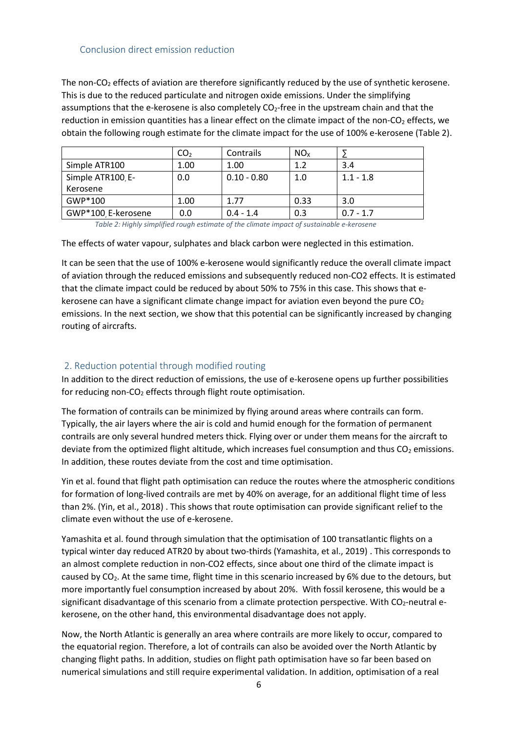### Conclusion direct emission reduction

The non-$CO_2$ effects of aviation are therefore significantly reduced by the use of synthetic kerosene. This is due to the reduced particulate and nitrogen oxide emissions. Under the simplifying assumptions that the e-kerosene is also completely $CO_2$-free in the upstream chain and that the reduction in emission quantities has a linear effect on the climate impact of the non-$CO_2$ effects, we obtain the following rough estimate for the climate impact for the use of 100% e-kerosene (Table 2).

| | $CO_2$ | Contrails | $NO_X$ | ∑ |
|---|---|---|---|---|
| Simple ATR100 | 1.00 | 1.00 | 1.2 | 3.4 |
| Simple ATR100, E-Kerosene | 0.0 | 0.10 - 0.80 | 1.0 | 1.1 - 1.8 |
| GWP*100 | 1.00 | 1.77 | 0.33 | 3.0 |
| GWP*100, E-kerosene | 0.0 | 0.4 - 1.4 | 0.3 | 0.7 - 1.7 |

*Table 2: Highly simplified rough estimate of the climate impact of sustainable e-kerosene*

The effects of water vapour, sulphates and black carbon were neglected in this estimation.

It can be seen that the use of 100% e-kerosene would significantly reduce the overall climate impact of aviation through the reduced emissions and subsequently reduced non-CO2 effects. It is estimated that the climate impact could be reduced by about 50% to 75% in this case. This shows that e-kerosene can have a significant climate change impact for aviation even beyond the pure $CO_2$ emissions. In the next section, we show that this potential can be significantly increased by changing routing of aircrafts.

## 2. Reduction potential through modified routing

In addition to the direct reduction of emissions, the use of e-kerosene opens up further possibilities for reducing non-$CO_2$ effects through flight route optimisation.

The formation of contrails can be minimized by flying around areas where contrails can form. Typically, the air layers where the air is cold and humid enough for the formation of permanent contrails are only several hundred meters thick. Flying over or under them means for the aircraft to deviate from the optimized flight altitude, which increases fuel consumption and thus $CO_2$ emissions. In addition, these routes deviate from the cost and time optimisation.

Yin et al. found that flight path optimisation can reduce the routes where the atmospheric conditions for formation of long-lived contrails are met by 40% on average, for an additional flight time of less than 2%. (Yin, et al., 2018) . This shows that route optimisation can provide significant relief to the climate even without the use of e-kerosene.

Yamashita et al. found through simulation that the optimisation of 100 transatlantic flights on a typical winter day reduced ATR20 by about two-thirds (Yamashita, et al., 2019) . This corresponds to an almost complete reduction in non-CO2 effects, since about one third of the climate impact is caused by $CO_2$. At the same time, flight time in this scenario increased by 6% due to the detours, but more importantly fuel consumption increased by about 20%. With fossil kerosene, this would be a significant disadvantage of this scenario from a climate protection perspective. With $CO_2$-neutral e-kerosene, on the other hand, this environmental disadvantage does not apply.

Now, the North Atlantic is generally an area where contrails are more likely to occur, compared to the equatorial region. Therefore, a lot of contrails can also be avoided over the North Atlantic by changing flight paths. In addition, studies on flight path optimisation have so far been based on numerical simulations and still require experimental validation. In addition, optimisation of a real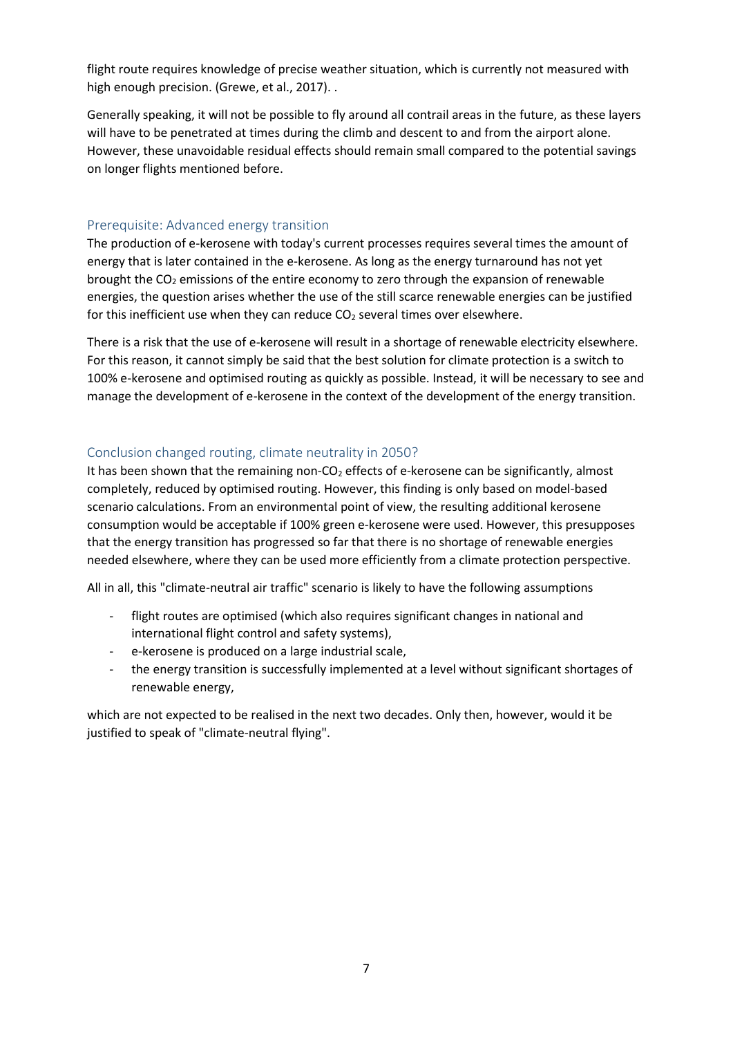flight route requires knowledge of precise weather situation, which is currently not measured with high enough precision. (Grewe, et al., 2017). .

Generally speaking, it will not be possible to fly around all contrail areas in the future, as these layers will have to be penetrated at times during the climb and descent to and from the airport alone. However, these unavoidable residual effects should remain small compared to the potential savings on longer flights mentioned before.

## Prerequisite: Advanced energy transition

The production of e-kerosene with today's current processes requires several times the amount of energy that is later contained in the e-kerosene. As long as the energy turnaround has not yet brought the $CO_2$ emissions of the entire economy to zero through the expansion of renewable energies, the question arises whether the use of the still scarce renewable energies can be justified for this inefficient use when they can reduce $CO_2$ several times over elsewhere.

There is a risk that the use of e-kerosene will result in a shortage of renewable electricity elsewhere. For this reason, it cannot simply be said that the best solution for climate protection is a switch to 100% e-kerosene and optimised routing as quickly as possible. Instead, it will be necessary to see and manage the development of e-kerosene in the context of the development of the energy transition.

## Conclusion changed routing, climate neutrality in 2050?

It has been shown that the remaining non-$CO_2$ effects of e-kerosene can be significantly, almost completely, reduced by optimised routing. However, this finding is only based on model-based scenario calculations. From an environmental point of view, the resulting additional kerosene consumption would be acceptable if 100% green e-kerosene were used. However, this presupposes that the energy transition has progressed so far that there is no shortage of renewable energies needed elsewhere, where they can be used more efficiently from a climate protection perspective.

All in all, this "climate-neutral air traffic" scenario is likely to have the following assumptions

- flight routes are optimised (which also requires significant changes in national and international flight control and safety systems),
- e-kerosene is produced on a large industrial scale,
- the energy transition is successfully implemented at a level without significant shortages of renewable energy,

which are not expected to be realised in the next two decades. Only then, however, would it be justified to speak of "climate-neutral flying".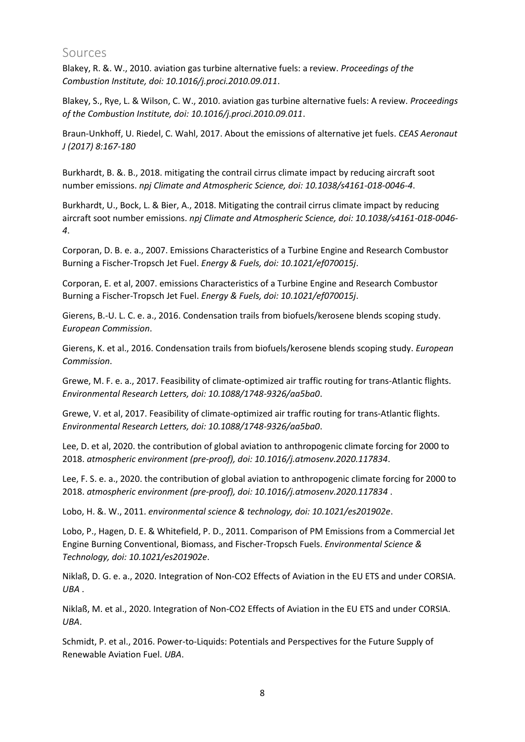## Sources

Blakey, R. &. W., 2010. aviation gas turbine alternative fuels: a review. *Proceedings of the Combustion Institute, doi: 10.1016/j.proci.2010.09.011*.

Blakey, S., Rye, L. & Wilson, C. W., 2010. aviation gas turbine alternative fuels: A review. *Proceedings of the Combustion Institute, doi: 10.1016/j.proci.2010.09.011*.

Braun-Unkhoff, U. Riedel, C. Wahl, 2017. About the emissions of alternative jet fuels. *CEAS Aeronaut J (2017) 8:167-180*

Burkhardt, B. &. B., 2018. mitigating the contrail cirrus climate impact by reducing aircraft soot number emissions. *npj Climate and Atmospheric Science, doi: 10.1038/s4161-018-0046-4*.

Burkhardt, U., Bock, L. & Bier, A., 2018. Mitigating the contrail cirrus climate impact by reducing aircraft soot number emissions. *npj Climate and Atmospheric Science, doi: 10.1038/s4161-018-0046-4*.

Corporan, D. B. e. a., 2007. Emissions Characteristics of a Turbine Engine and Research Combustor Burning a Fischer-Tropsch Jet Fuel. *Energy & Fuels, doi: 10.1021/ef070015j*.

Corporan, E. et al, 2007. emissions Characteristics of a Turbine Engine and Research Combustor Burning a Fischer-Tropsch Jet Fuel. *Energy & Fuels, doi: 10.1021/ef070015j*.

Gierens, B.-U. L. C. e. a., 2016. Condensation trails from biofuels/kerosene blends scoping study. *European Commission*.

Gierens, K. et al., 2016. Condensation trails from biofuels/kerosene blends scoping study. *European Commission*.

Grewe, M. F. e. a., 2017. Feasibility of climate-optimized air traffic routing for trans-Atlantic flights. *Environmental Research Letters, doi: 10.1088/1748-9326/aa5ba0*.

Grewe, V. et al, 2017. Feasibility of climate-optimized air traffic routing for trans-Atlantic flights. *Environmental Research Letters, doi: 10.1088/1748-9326/aa5ba0*.

Lee, D. et al, 2020. the contribution of global aviation to anthropogenic climate forcing for 2000 to 2018. *atmospheric environment (pre-proof), doi: 10.1016/j.atmosenv.2020.117834*.

Lee, F. S. e. a., 2020. the contribution of global aviation to anthropogenic climate forcing for 2000 to 2018. *atmospheric environment (pre-proof), doi: 10.1016/j.atmosenv.2020.117834* .

Lobo, H. &. W., 2011. *environmental science & technology, doi: 10.1021/es201902e*.

Lobo, P., Hagen, D. E. & Whitefield, P. D., 2011. Comparison of PM Emissions from a Commercial Jet Engine Burning Conventional, Biomass, and Fischer-Tropsch Fuels. *Environmental Science & Technology, doi: 10.1021/es201902e*.

Niklaß, D. G. e. a., 2020. Integration of Non-CO2 Effects of Aviation in the EU ETS and under CORSIA. *UBA* .

Niklaß, M. et al., 2020. Integration of Non-CO2 Effects of Aviation in the EU ETS and under CORSIA. *UBA*.

Schmidt, P. et al., 2016. Power-to-Liquids: Potentials and Perspectives for the Future Supply of Renewable Aviation Fuel. *UBA*.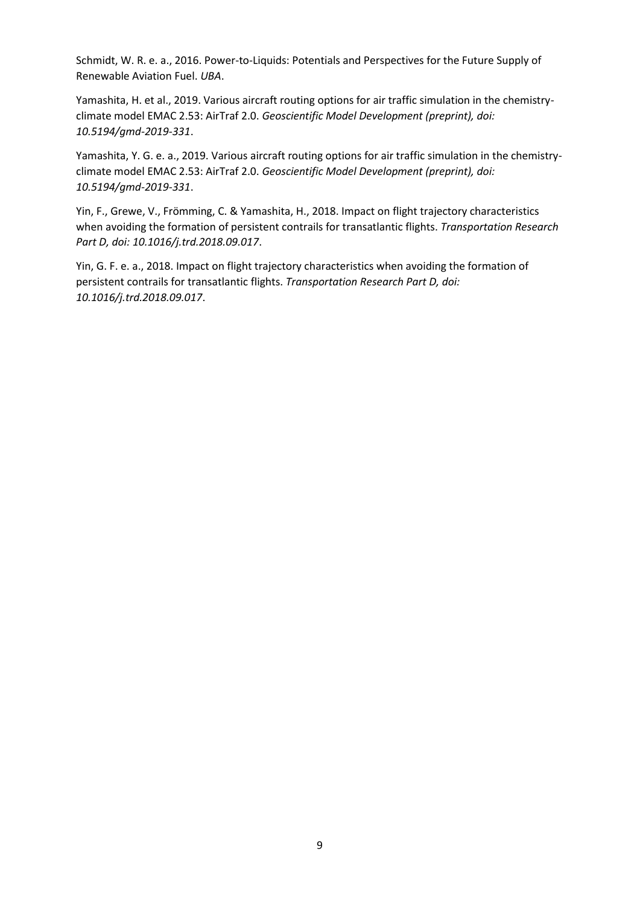Schmidt, W. R. e. a., 2016. Power-to-Liquids: Potentials and Perspectives for the Future Supply of Renewable Aviation Fuel. *UBA*.

Yamashita, H. et al., 2019. Various aircraft routing options for air traffic simulation in the chemistry-climate model EMAC 2.53: AirTraf 2.0. *Geoscientific Model Development (preprint), doi: 10.5194/gmd-2019-331*.

Yamashita, Y. G. e. a., 2019. Various aircraft routing options for air traffic simulation in the chemistry-climate model EMAC 2.53: AirTraf 2.0. *Geoscientific Model Development (preprint), doi: 10.5194/gmd-2019-331*.

Yin, F., Grewe, V., Frömming, C. & Yamashita, H., 2018. Impact on flight trajectory characteristics when avoiding the formation of persistent contrails for transatlantic flights. *Transportation Research Part D, doi: 10.1016/j.trd.2018.09.017*.

Yin, G. F. e. a., 2018. Impact on flight trajectory characteristics when avoiding the formation of persistent contrails for transatlantic flights. *Transportation Research Part D, doi: 10.1016/j.trd.2018.09.017*.